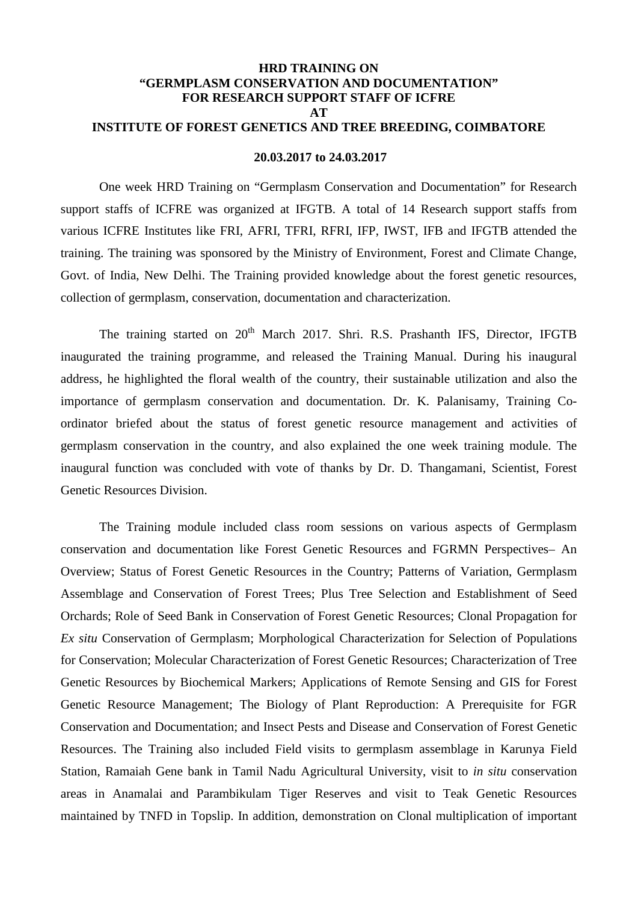# HRD TRAINING ON "GERMPLASM CONSERVATION AND DOCUMENTATION" FOR RESEARCH SUPPORT STAFF OF ICFRE AT INSTITUTE OF FOREST GENETICS AND TREE BREEDING, COIMBATORE

**20.03.2017 to 24.03.2017**

One week HRD Training on "Germplasm Conservation and Documentation" for Research support staffs of ICFRE was organized at IFGTB. A total of 14 Research support staffs from various ICFRE Institutes like FRI, AFRI, TFRI, RFRI, IFP, IWST, IFB and IFGTB attended the training. The training was sponsored by the Ministry of Environment, Forest and Climate Change, Govt. of India, New Delhi. The Training provided knowledge about the forest genetic resources, collection of germplasm, conservation, documentation and characterization.

The training started on 20th March 2017. Shri. R.S. Prashanth IFS, Director, IFGTB inaugurated the training programme, and released the Training Manual. During his inaugural address, he highlighted the floral wealth of the country, their sustainable utilization and also the importance of germplasm conservation and documentation. Dr. K. Palanisamy, Training Co-ordinator briefed about the status of forest genetic resource management and activities of germplasm conservation in the country, and also explained the one week training module. The inaugural function was concluded with vote of thanks by Dr. D. Thangamani, Scientist, Forest Genetic Resources Division.

The Training module included class room sessions on various aspects of Germplasm conservation and documentation like Forest Genetic Resources and FGRMN Perspectives– An Overview; Status of Forest Genetic Resources in the Country; Patterns of Variation, Germplasm Assemblage and Conservation of Forest Trees; Plus Tree Selection and Establishment of Seed Orchards; Role of Seed Bank in Conservation of Forest Genetic Resources; Clonal Propagation for *Ex situ* Conservation of Germplasm; Morphological Characterization for Selection of Populations for Conservation; Molecular Characterization of Forest Genetic Resources; Characterization of Tree Genetic Resources by Biochemical Markers; Applications of Remote Sensing and GIS for Forest Genetic Resource Management; The Biology of Plant Reproduction: A Prerequisite for FGR Conservation and Documentation; and Insect Pests and Disease and Conservation of Forest Genetic Resources. The Training also included Field visits to germplasm assemblage in Karunya Field Station, Ramaiah Gene bank in Tamil Nadu Agricultural University, visit to *in situ* conservation areas in Anamalai and Parambikulam Tiger Reserves and visit to Teak Genetic Resources maintained by TNFD in Topslip. In addition, demonstration on Clonal multiplication of important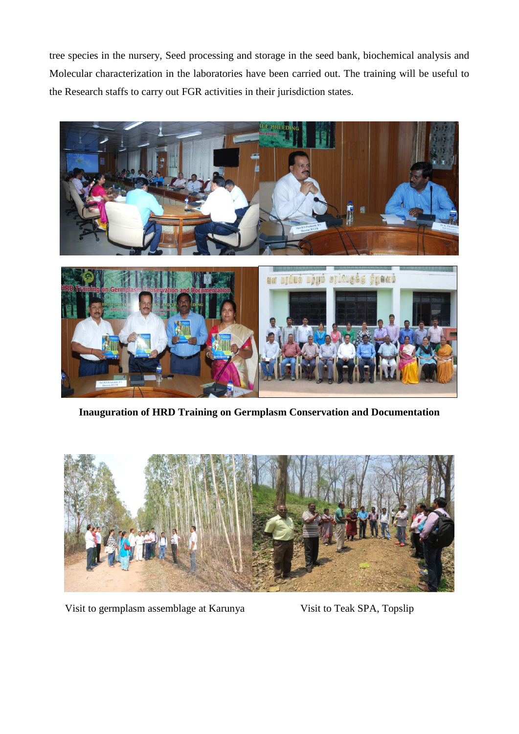tree species in the nursery, Seed processing and storage in the seed bank, biochemical analysis and Molecular characterization in the laboratories have been carried out. The training will be useful to the Research staffs to carry out FGR activities in their jurisdiction states.

**Inauguration of HRD Training on Germplasm Conservation and Documentation**

Visit to germplasm assemblage at Karunya

Visit to Teak SPA, Topslip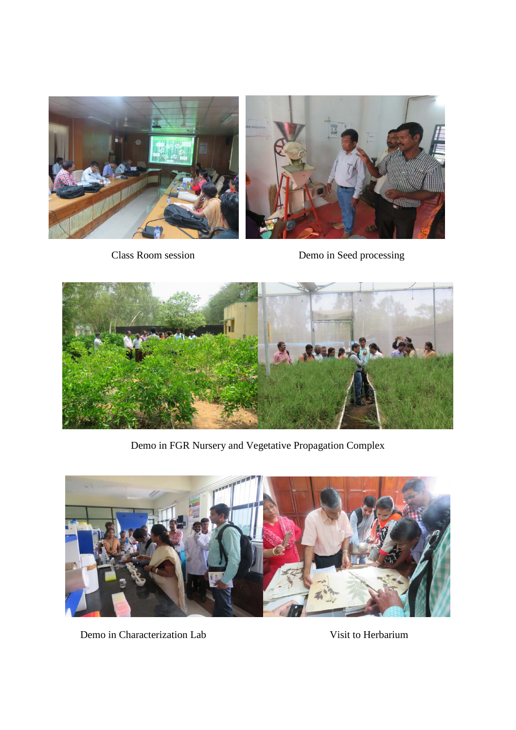Class Room session

Demo in Seed processing

Demo in FGR Nursery and Vegetative Propagation Complex

Demo in Characterization Lab

Visit to Herbarium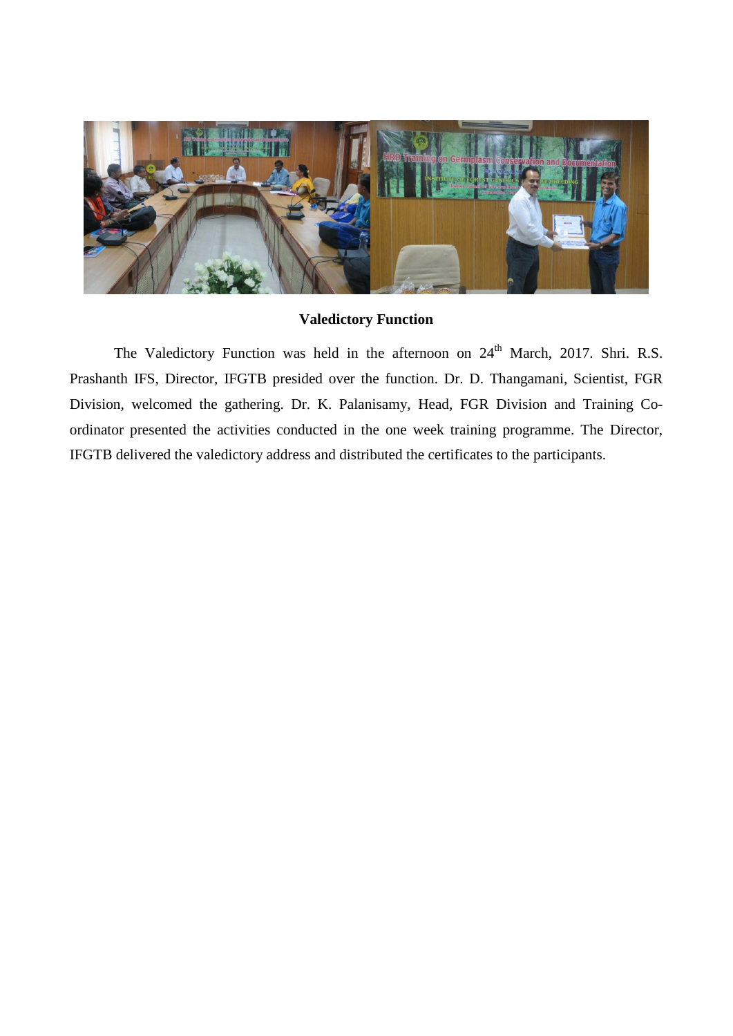**Valedictory Function**

The Valedictory Function was held in the afternoon on 24th March, 2017. Shri. R.S. Prashanth IFS, Director, IFGTB presided over the function. Dr. D. Thangamani, Scientist, FGR Division, welcomed the gathering. Dr. K. Palanisamy, Head, FGR Division and Training Co-ordinator presented the activities conducted in the one week training programme. The Director, IFGTB delivered the valedictory address and distributed the certificates to the participants.